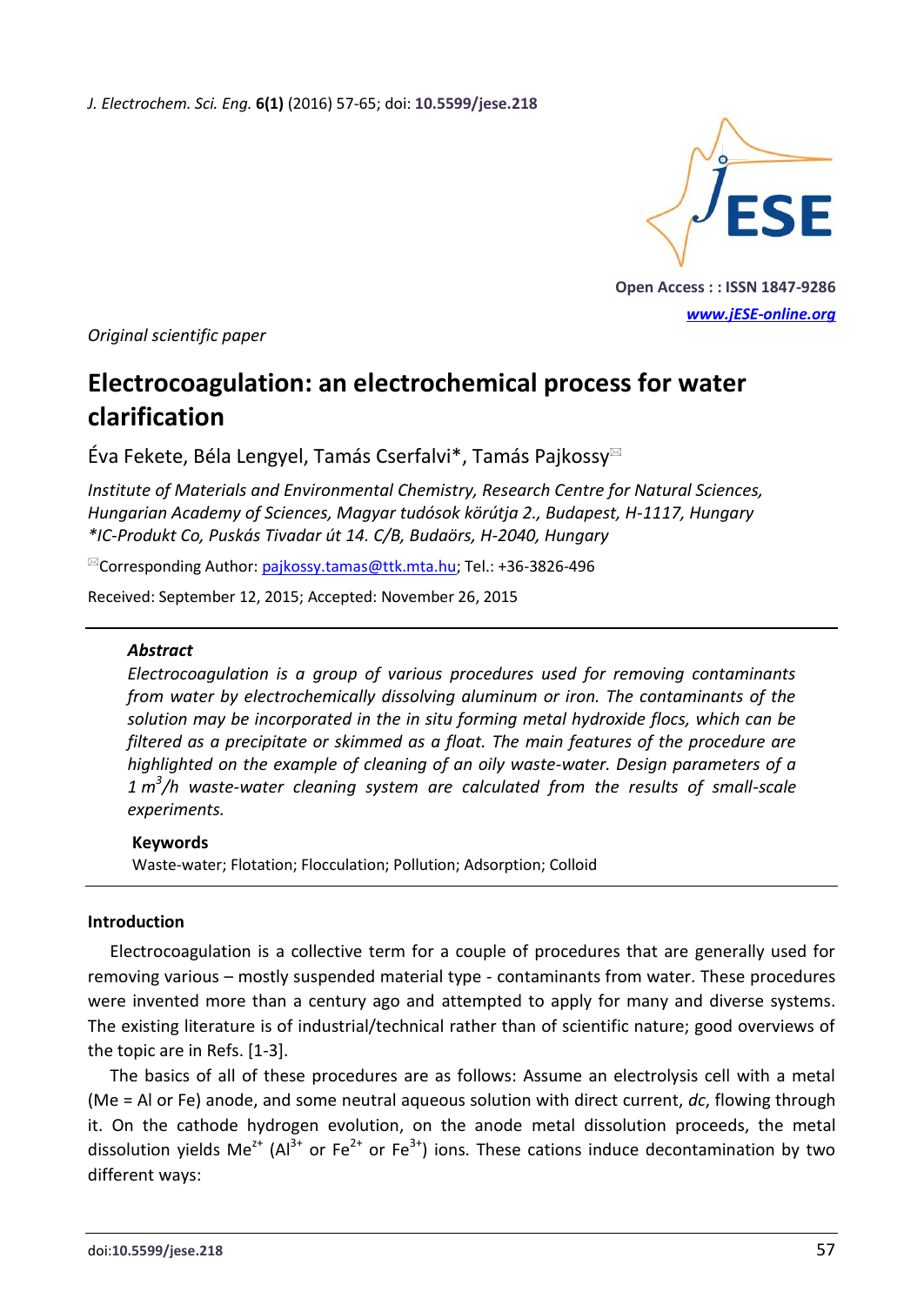Original scientific paper

# Electrocoagulation: an electrochemical process for water clarification

Éva Fekete, Béla Lengyel, Tamás Cserfalvi*, Tamás Pajkossy✉

*Institute of Materials and Environmental Chemistry, Research Centre for Natural Sciences, Hungarian Academy of Sciences, Magyar tudósok körútja 2., Budapest, H-1117, Hungary*
*\*IC-Produkt Co, Puskás Tivadar út 14. C/B, Budaörs, H-2040, Hungary*

✉Corresponding Author: pajkossy.tamas@ttk.mta.hu; Tel.: +36-3826-496

Received: September 12, 2015; Accepted: November 26, 2015

---

### Abstract

*Electrocoagulation is a group of various procedures used for removing contaminants from water by electrochemically dissolving aluminum or iron. The contaminants of the solution may be incorporated in the in situ forming metal hydroxide flocs, which can be filtered as a precipitate or skimmed as a float. The main features of the procedure are highlighted on the example of cleaning of an oily waste-water. Design parameters of a 1 $m^3/h$ waste-water cleaning system are calculated from the results of small-scale experiments.*

### Keywords

Waste-water; Flotation; Flocculation; Pollution; Adsorption; Colloid

---

## Introduction

Electrocoagulation is a collective term for a couple of procedures that are generally used for removing various – mostly suspended material type - contaminants from water. These procedures were invented more than a century ago and attempted to apply for many and diverse systems. The existing literature is of industrial/technical rather than of scientific nature; good overviews of the topic are in Refs. [1-3].

The basics of all of these procedures are as follows: Assume an electrolysis cell with a metal (Me = Al or Fe) anode, and some neutral aqueous solution with direct current, *dc*, flowing through it. On the cathode hydrogen evolution, on the anode metal dissolution proceeds, the metal dissolution yields $Me^{z+}$ ($Al^{3+}$ or $Fe^{2+}$ or $Fe^{3+}$) ions. These cations induce decontamination by two different ways: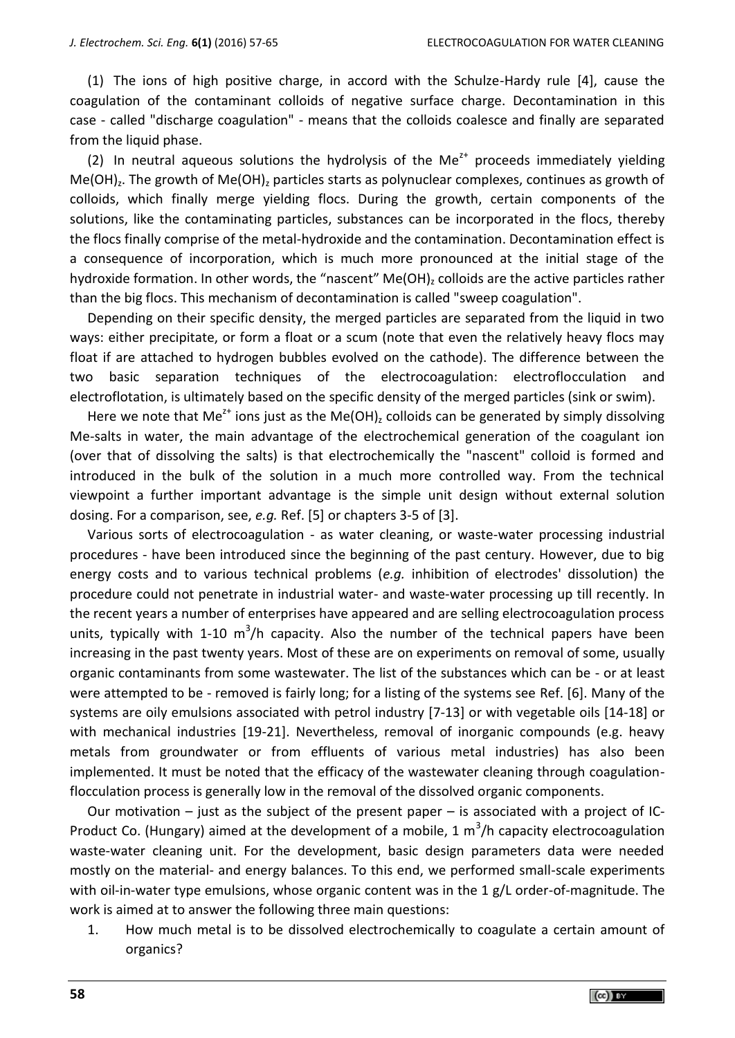(1) The ions of high positive charge, in accord with the Schulze-Hardy rule [4], cause the coagulation of the contaminant colloids of negative surface charge. Decontamination in this case - called "discharge coagulation" - means that the colloids coalesce and finally are separated from the liquid phase.

(2) In neutral aqueous solutions the hydrolysis of the $Me^{z+}$ proceeds immediately yielding $Me(OH)_z$. The growth of $Me(OH)_z$ particles starts as polynuclear complexes, continues as growth of colloids, which finally merge yielding flocs. During the growth, certain components of the solutions, like the contaminating particles, substances can be incorporated in the flocs, thereby the flocs finally comprise of the metal-hydroxide and the contamination. Decontamination effect is a consequence of incorporation, which is much more pronounced at the initial stage of the hydroxide formation. In other words, the "nascent" $Me(OH)_z$ colloids are the active particles rather than the big flocs. This mechanism of decontamination is called "sweep coagulation".

Depending on their specific density, the merged particles are separated from the liquid in two ways: either precipitate, or form a float or a scum (note that even the relatively heavy flocs may float if are attached to hydrogen bubbles evolved on the cathode). The difference between the two basic separation techniques of the electrocoagulation: electroflocculation and electroflotation, is ultimately based on the specific density of the merged particles (sink or swim).

Here we note that $Me^{z+}$ ions just as the $Me(OH)_z$ colloids can be generated by simply dissolving Me-salts in water, the main advantage of the electrochemical generation of the coagulant ion (over that of dissolving the salts) is that electrochemically the "nascent" colloid is formed and introduced in the bulk of the solution in a much more controlled way. From the technical viewpoint a further important advantage is the simple unit design without external solution dosing. For a comparison, see, *e.g.* Ref. [5] or chapters 3-5 of [3].

Various sorts of electrocoagulation - as water cleaning, or waste-water processing industrial procedures - have been introduced since the beginning of the past century. However, due to big energy costs and to various technical problems (*e.g.* inhibition of electrodes' dissolution) the procedure could not penetrate in industrial water- and waste-water processing up till recently. In the recent years a number of enterprises have appeared and are selling electrocoagulation process units, typically with 1-10 $m^3/h$ capacity. Also the number of the technical papers have been increasing in the past twenty years. Most of these are on experiments on removal of some, usually organic contaminants from some wastewater. The list of the substances which can be - or at least were attempted to be - removed is fairly long; for a listing of the systems see Ref. [6]. Many of the systems are oily emulsions associated with petrol industry [7-13] or with vegetable oils [14-18] or with mechanical industries [19-21]. Nevertheless, removal of inorganic compounds (e.g. heavy metals from groundwater or from effluents of various metal industries) has also been implemented. It must be noted that the efficacy of the wastewater cleaning through coagulation-flocculation process is generally low in the removal of the dissolved organic components.

Our motivation – just as the subject of the present paper – is associated with a project of IC-Product Co. (Hungary) aimed at the development of a mobile, 1 $m^3/h$ capacity electrocoagulation waste-water cleaning unit. For the development, basic design parameters data were needed mostly on the material- and energy balances. To this end, we performed small-scale experiments with oil-in-water type emulsions, whose organic content was in the 1 g/L order-of-magnitude. The work is aimed at to answer the following three main questions:

1. How much metal is to be dissolved electrochemically to coagulate a certain amount of organics?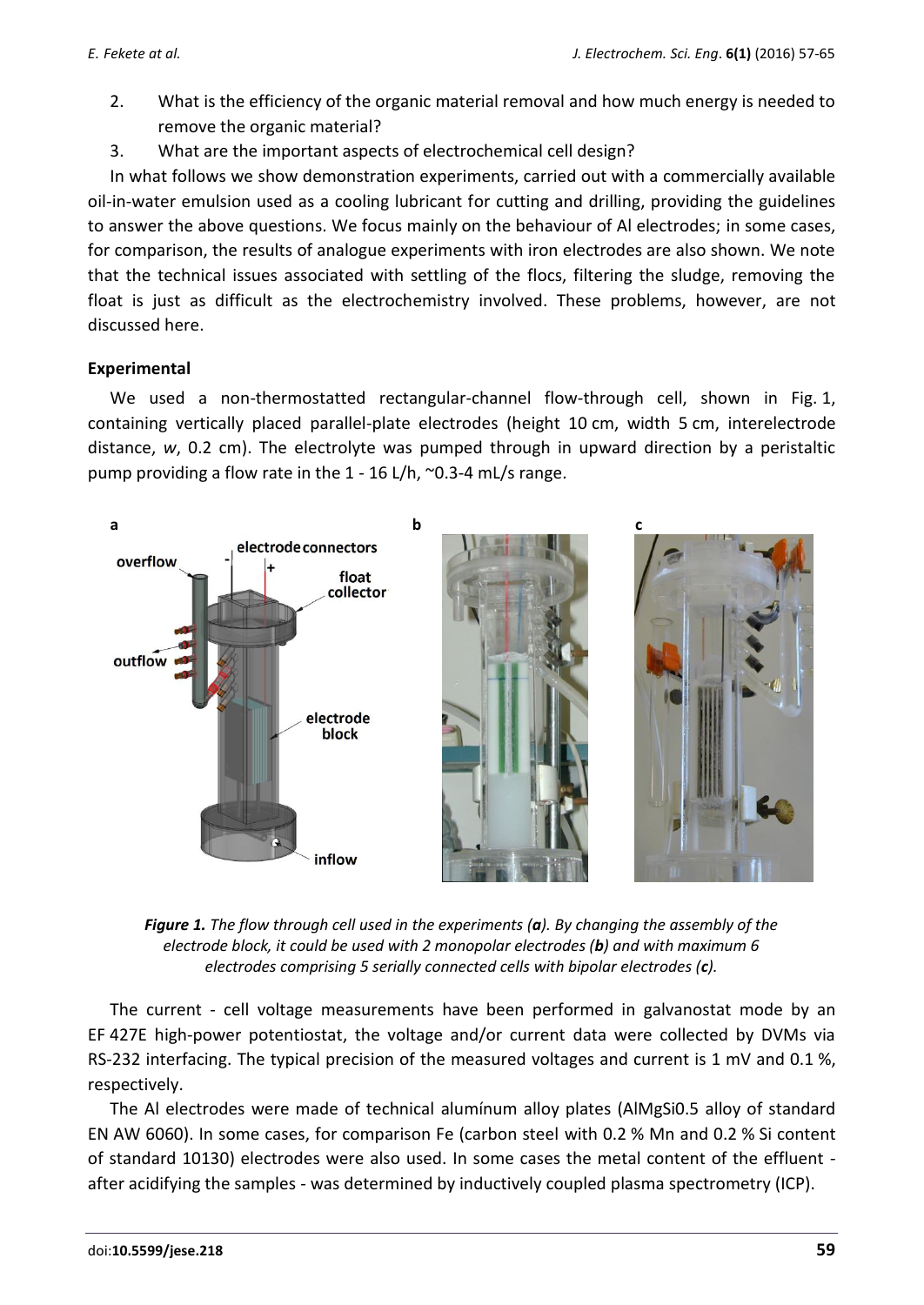2. What is the efficiency of the organic material removal and how much energy is needed to remove the organic material?
3. What are the important aspects of electrochemical cell design?

In what follows we show demonstration experiments, carried out with a commercially available oil-in-water emulsion used as a cooling lubricant for cutting and drilling, providing the guidelines to answer the above questions. We focus mainly on the behaviour of Al electrodes; in some cases, for comparison, the results of analogue experiments with iron electrodes are also shown. We note that the technical issues associated with settling of the flocs, filtering the sludge, removing the float is just as difficult as the electrochemistry involved. These problems, however, are not discussed here.

## Experimental

We used a non-thermostatted rectangular-channel flow-through cell, shown in Fig. 1, containing vertically placed parallel-plate electrodes (height 10 cm, width 5 cm, interelectrode distance, *w*, 0.2 cm). The electrolyte was pumped through in upward direction by a peristaltic pump providing a flow rate in the 1 - 16 L/h, ~0.3-4 mL/s range.

***Figure 1.*** *The flow through cell used in the experiments (**a**). By changing the assembly of the electrode block, it could be used with 2 monopolar electrodes (**b**) and with maximum 6 electrodes comprising 5 serially connected cells with bipolar electrodes (**c**).*

The current - cell voltage measurements have been performed in galvanostat mode by an EF 427E high-power potentiostat, the voltage and/or current data were collected by DVMs via RS-232 interfacing. The typical precision of the measured voltages and current is 1 mV and 0.1 %, respectively.

The Al electrodes were made of technical aluminum alloy plates (AlMgSi0.5 alloy of standard EN AW 6060). In some cases, for comparison Fe (carbon steel with 0.2 % Mn and 0.2 % Si content of standard 10130) electrodes were also used. In some cases the metal content of the effluent - after acidifying the samples - was determined by inductively coupled plasma spectrometry (ICP).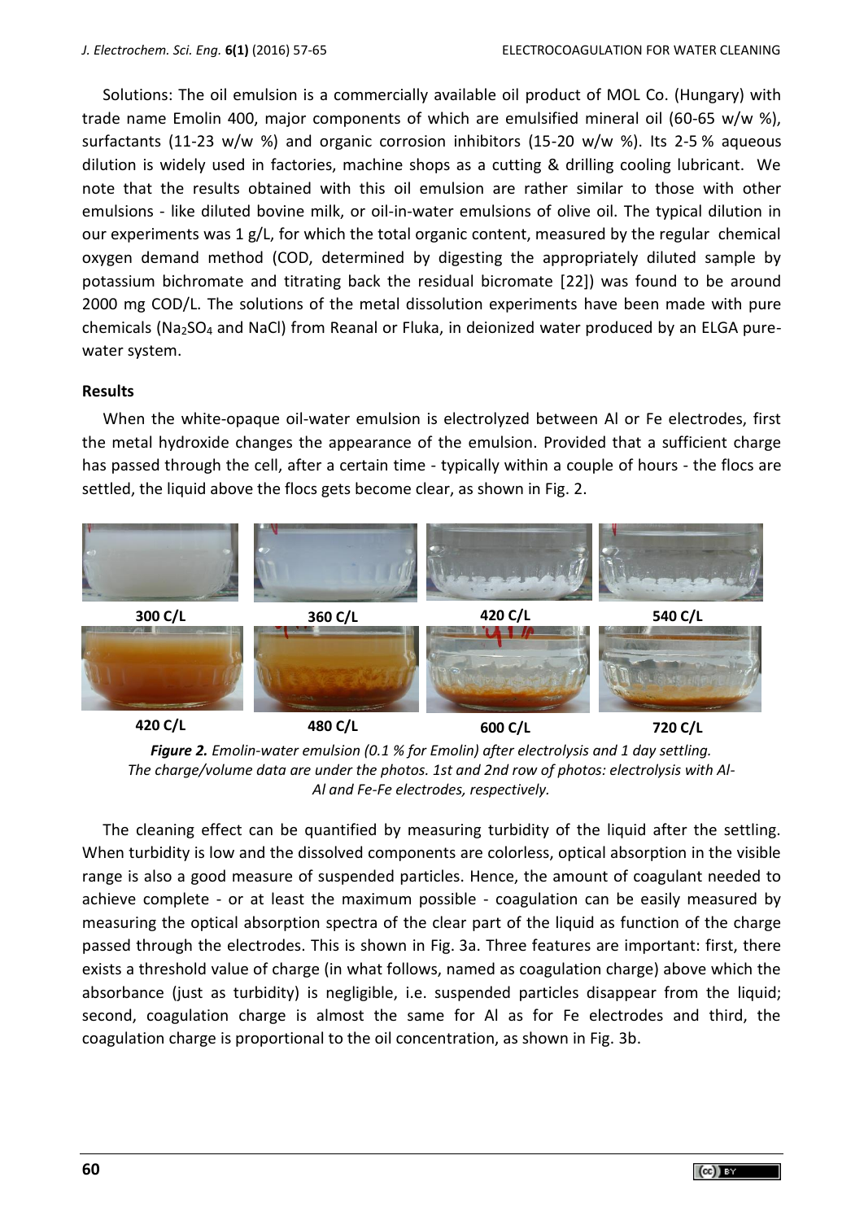Solutions: The oil emulsion is a commercially available oil product of MOL Co. (Hungary) with trade name Emolin 400, major components of which are emulsified mineral oil (60-65 w/w %), surfactants (11-23 w/w %) and organic corrosion inhibitors (15-20 w/w %). Its 2-5 % aqueous dilution is widely used in factories, machine shops as a cutting & drilling cooling lubricant. We note that the results obtained with this oil emulsion are rather similar to those with other emulsions - like diluted bovine milk, or oil-in-water emulsions of olive oil. The typical dilution in our experiments was 1 g/L, for which the total organic content, measured by the regular chemical oxygen demand method (COD, determined by digesting the appropriately diluted sample by potassium bichromate and titrating back the residual bicromate [22]) was found to be around 2000 mg COD/L. The solutions of the metal dissolution experiments have been made with pure chemicals ($Na_2SO_4$ and NaCl) from Reanal or Fluka, in deionized water produced by an ELGA pure-water system.

## Results

When the white-opaque oil-water emulsion is electrolyzed between Al or Fe electrodes, first the metal hydroxide changes the appearance of the emulsion. Provided that a sufficient charge has passed through the cell, after a certain time - typically within a couple of hours - the flocs are settled, the liquid above the flocs gets become clear, as shown in Fig. 2.

**300 C/L** **360 C/L** **420 C/L** **540 C/L**

**420 C/L** **480 C/L** **600 C/L** **720 C/L**

***Figure 2.*** *Emolin-water emulsion (0.1 % for Emolin) after electrolysis and 1 day settling. The charge/volume data are under the photos. 1st and 2nd row of photos: electrolysis with Al-Al and Fe-Fe electrodes, respectively.*

The cleaning effect can be quantified by measuring turbidity of the liquid after the settling. When turbidity is low and the dissolved components are colorless, optical absorption in the visible range is also a good measure of suspended particles. Hence, the amount of coagulant needed to achieve complete - or at least the maximum possible - coagulation can be easily measured by measuring the optical absorption spectra of the clear part of the liquid as function of the charge passed through the electrodes. This is shown in Fig. 3a. Three features are important: first, there exists a threshold value of charge (in what follows, named as coagulation charge) above which the absorbance (just as turbidity) is negligible, i.e. suspended particles disappear from the liquid; second, coagulation charge is almost the same for Al as for Fe electrodes and third, the coagulation charge is proportional to the oil concentration, as shown in Fig. 3b.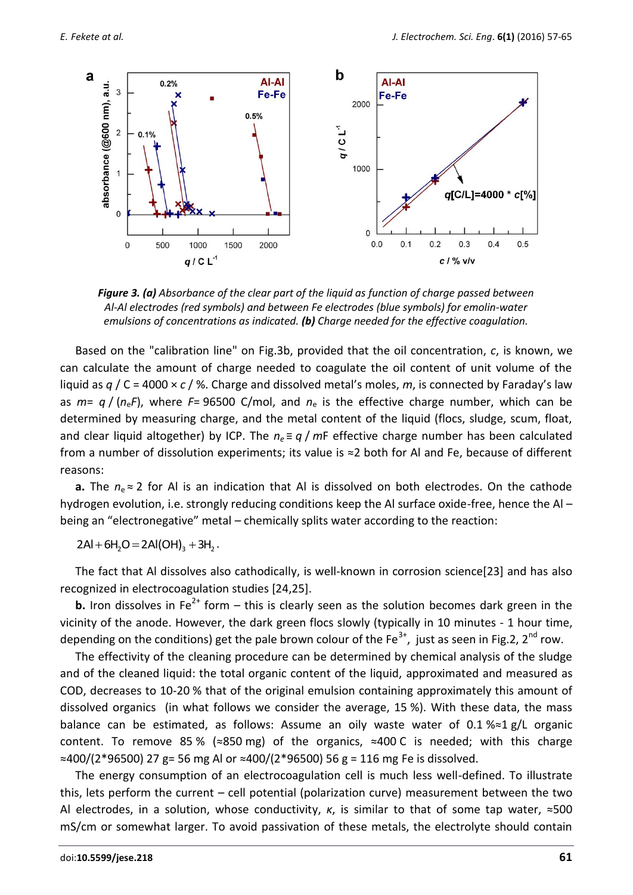*Figure 3. (a) Absorbance of the clear part of the liquid as function of charge passed between Al-Al electrodes (red symbols) and between Fe electrodes (blue symbols) for emolin-water emulsions of concentrations as indicated. (b) Charge needed for the effective coagulation.*

Based on the "calibration line" on Fig.3b, provided that the oil concentration, $c$, is known, we can calculate the amount of charge needed to coagulate the oil content of unit volume of the liquid as $q$ / C = 4000 × $c$ / %. Charge and dissolved metal's moles, $m$, is connected by Faraday's law as $m = q / (n_e F)$, where $F$= 96500 C/mol, and $n_e$ is the effective charge number, which can be determined by measuring charge, and the metal content of the liquid (flocs, sludge, scum, float, and clear liquid altogether) by ICP. The $n_e \equiv q / mF$ effective charge number has been calculated from a number of dissolution experiments; its value is ≈2 both for Al and Fe, because of different reasons:

**a.** The $n_e \approx 2$ for Al is an indication that Al is dissolved on both electrodes. On the cathode hydrogen evolution, i.e. strongly reducing conditions keep the Al surface oxide-free, hence the Al – being an "electronegative" metal – chemically splits water according to the reaction:

$$2Al + 6H_2O = 2Al(OH)_3 + 3H_2 .$$

The fact that Al dissolves also cathodically, is well-known in corrosion science[23] and has also recognized in electrocoagulation studies [24,25].

**b.** Iron dissolves in $Fe^{2+}$ form – this is clearly seen as the solution becomes dark green in the vicinity of the anode. However, the dark green flocs slowly (typically in 10 minutes - 1 hour time, depending on the conditions) get the pale brown colour of the $Fe^{3+}$, just as seen in Fig.2, 2nd row.

The effectivity of the cleaning procedure can be determined by chemical analysis of the sludge and of the cleaned liquid: the total organic content of the liquid, approximated and measured as COD, decreases to 10-20 % that of the original emulsion containing approximately this amount of dissolved organics (in what follows we consider the average, 15 %). With these data, the mass balance can be estimated, as follows: Assume an oily waste water of 0.1 %≈1 g/L organic content. To remove 85 % (≈850 mg) of the organics, ≈400 C is needed; with this charge ≈400/(2*96500) 27 g= 56 mg Al or ≈400/(2*96500) 56 g = 116 mg Fe is dissolved.

The energy consumption of an electrocoagulation cell is much less well-defined. To illustrate this, lets perform the current – cell potential (polarization curve) measurement between the two Al electrodes, in a solution, whose conductivity, $\kappa$, is similar to that of some tap water, ≈500 mS/cm or somewhat larger. To avoid passivation of these metals, the electrolyte should contain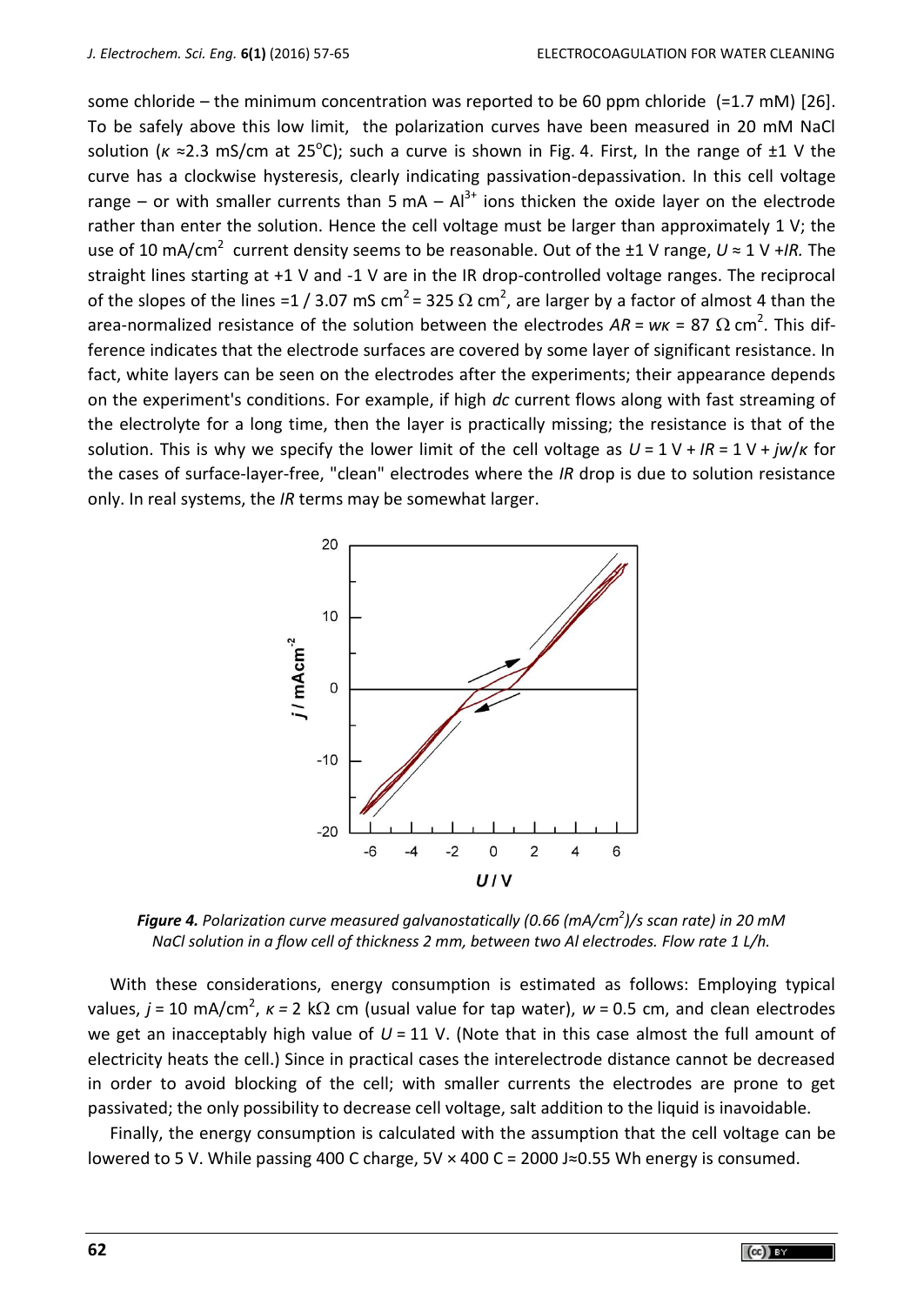some chloride – the minimum concentration was reported to be 60 ppm chloride (=1.7 mM) [26]. To be safely above this low limit, the polarization curves have been measured in 20 mM NaCl solution ($\kappa$ ≈2.3 mS/cm at 25°C); such a curve is shown in Fig. 4. First, In the range of ±1 V the curve has a clockwise hysteresis, clearly indicating passivation-depassivation. In this cell voltage range – or with smaller currents than 5 mA – $Al^{3+}$ ions thicken the oxide layer on the electrode rather than enter the solution. Hence the cell voltage must be larger than approximately 1 V; the use of 10 mA/cm$^2$ current density seems to be reasonable. Out of the ±1 V range, $U \approx 1\text{ V} + IR$. The straight lines starting at +1 V and -1 V are in the IR drop-controlled voltage ranges. The reciprocal of the slopes of the lines =1 / 3.07 mS cm$^2$ = 325 Ω cm$^2$, are larger by a factor of almost 4 than the area-normalized resistance of the solution between the electrodes $AR = w\kappa$ = 87 Ω cm$^2$. This difference indicates that the electrode surfaces are covered by some layer of significant resistance. In fact, white layers can be seen on the electrodes after the experiments; their appearance depends on the experiment's conditions. For example, if high *dc* current flows along with fast streaming of the electrolyte for a long time, then the layer is practically missing; the resistance is that of the solution. This is why we specify the lower limit of the cell voltage as $U = 1\text{ V} + IR = 1\text{ V} + jw/\kappa$ for the cases of surface-layer-free, "clean" electrodes where the *IR* drop is due to solution resistance only. In real systems, the *IR* terms may be somewhat larger.

***Figure 4.*** *Polarization curve measured galvanostatically (0.66 (mA/cm$^2$)/s scan rate) in 20 mM NaCl solution in a flow cell of thickness 2 mm, between two Al electrodes. Flow rate 1 L/h.*

With these considerations, energy consumption is estimated as follows: Employing typical values, $j$ = 10 mA/cm$^2$, $\kappa$ = 2 kΩ cm (usual value for tap water), $w$ = 0.5 cm, and clean electrodes we get an inacceptably high value of $U$ = 11 V. (Note that in this case almost the full amount of electricity heats the cell.) Since in practical cases the interelectrode distance cannot be decreased in order to avoid blocking of the cell; with smaller currents the electrodes are prone to get passivated; the only possibility to decrease cell voltage, salt addition to the liquid is inavoidable.

Finally, the energy consumption is calculated with the assumption that the cell voltage can be lowered to 5 V. While passing 400 C charge, 5V × 400 C = 2000 J≈0.55 Wh energy is consumed.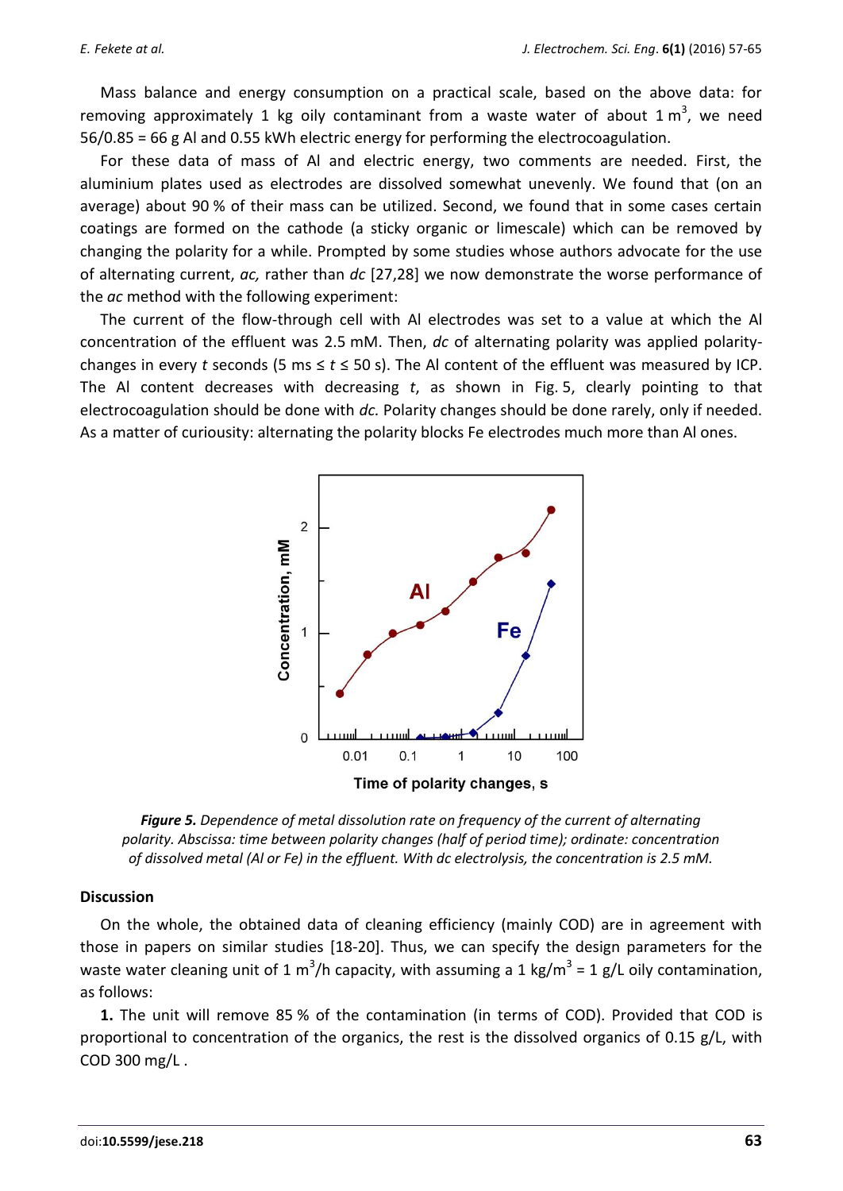Mass balance and energy consumption on a practical scale, based on the above data: for removing approximately 1 kg oily contaminant from a waste water of about 1 m$^3$, we need 56/0.85 = 66 g Al and 0.55 kWh electric energy for performing the electrocoagulation.

For these data of mass of Al and electric energy, two comments are needed. First, the aluminium plates used as electrodes are dissolved somewhat unevenly. We found that (on an average) about 90 % of their mass can be utilized. Second, we found that in some cases certain coatings are formed on the cathode (a sticky organic or limescale) which can be removed by changing the polarity for a while. Prompted by some studies whose authors advocate for the use of alternating current, *ac,* rather than *dc* [27,28] we now demonstrate the worse performance of the *ac* method with the following experiment:

The current of the flow-through cell with Al electrodes was set to a value at which the Al concentration of the effluent was 2.5 mM. Then, *dc* of alternating polarity was applied polarity-changes in every *t* seconds (5 ms ≤ *t* ≤ 50 s). The Al content of the effluent was measured by ICP. The Al content decreases with decreasing *t*, as shown in Fig. 5, clearly pointing to that electrocoagulation should be done with *dc.* Polarity changes should be done rarely, only if needed. As a matter of curiousity: alternating the polarity blocks Fe electrodes much more than Al ones.

***Figure 5.*** *Dependence of metal dissolution rate on frequency of the current of alternating polarity. Abscissa: time between polarity changes (half of period time); ordinate: concentration of dissolved metal (Al or Fe) in the effluent. With dc electrolysis, the concentration is 2.5 mM.*

## Discussion

On the whole, the obtained data of cleaning efficiency (mainly COD) are in agreement with those in papers on similar studies [18-20]. Thus, we can specify the design parameters for the waste water cleaning unit of 1 m$^3$/h capacity, with assuming a 1 kg/m$^3$ = 1 g/L oily contamination, as follows:

**1.** The unit will remove 85 % of the contamination (in terms of COD). Provided that COD is proportional to concentration of the organics, the rest is the dissolved organics of 0.15 g/L, with COD 300 mg/L .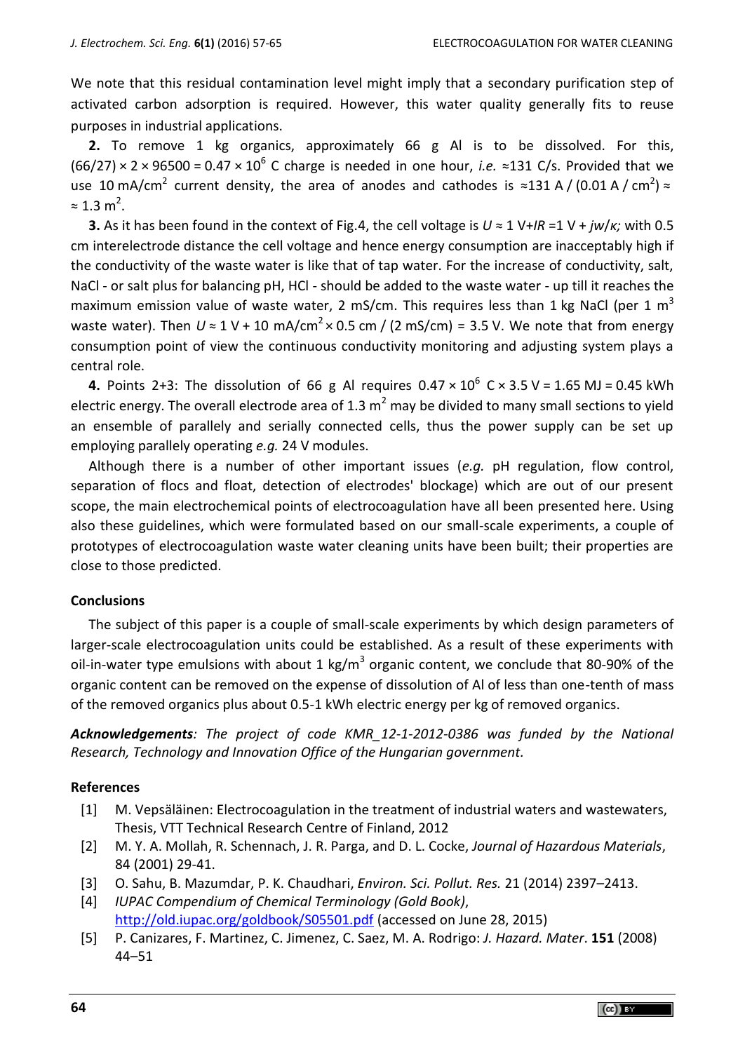We note that this residual contamination level might imply that a secondary purification step of activated carbon adsorption is required. However, this water quality generally fits to reuse purposes in industrial applications.

**2.** To remove 1 kg organics, approximately 66 g Al is to be dissolved. For this, $(66/27) \times 2 \times 96500 = 0.47 \times 10^6$ C charge is needed in one hour, *i.e.* ≈131 C/s. Provided that we use 10 mA/cm$^2$ current density, the area of anodes and cathodes is ≈131 A / (0.01 A / cm$^2$) ≈ ≈ 1.3 m$^2$.

**3.** As it has been found in the context of Fig.4, the cell voltage is $U \approx 1$ V+$IR$ =1 V + $jw/\kappa$; with 0.5 cm interelectrode distance the cell voltage and hence energy consumption are inacceptably high if the conductivity of the waste water is like that of tap water. For the increase of conductivity, salt, NaCl - or salt plus for balancing pH, HCl - should be added to the waste water - up till it reaches the maximum emission value of waste water, 2 mS/cm. This requires less than 1 kg NaCl (per 1 m$^3$ waste water). Then $U \approx 1$ V + 10 mA/cm$^2$ × 0.5 cm / (2 mS/cm) = 3.5 V. We note that from energy consumption point of view the continuous conductivity monitoring and adjusting system plays a central role.

**4.** Points 2+3: The dissolution of 66 g Al requires $0.47 \times 10^6$ C × 3.5 V = 1.65 MJ = 0.45 kWh electric energy. The overall electrode area of 1.3 m$^2$ may be divided to many small sections to yield an ensemble of parallely and serially connected cells, thus the power supply can be set up employing parallely operating *e.g.* 24 V modules.

Although there is a number of other important issues (*e.g.* pH regulation, flow control, separation of flocs and float, detection of electrodes' blockage) which are out of our present scope, the main electrochemical points of electrocoagulation have all been presented here. Using also these guidelines, which were formulated based on our small-scale experiments, a couple of prototypes of electrocoagulation waste water cleaning units have been built; their properties are close to those predicted.

## Conclusions

The subject of this paper is a couple of small-scale experiments by which design parameters of larger-scale electrocoagulation units could be established. As a result of these experiments with oil-in-water type emulsions with about 1 kg/m$^3$ organic content, we conclude that 80-90% of the organic content can be removed on the expense of dissolution of Al of less than one-tenth of mass of the removed organics plus about 0.5-1 kWh electric energy per kg of removed organics.

***Acknowledgements****: The project of code KMR_12-1-2012-0386 was funded by the National Research, Technology and Innovation Office of the Hungarian government.*

## References

[1] M. Vepsäläinen: Electrocoagulation in the treatment of industrial waters and wastewaters, Thesis, VTT Technical Research Centre of Finland, 2012

[2] M. Y. A. Mollah, R. Schennach, J. R. Parga, and D. L. Cocke, *Journal of Hazardous Materials*, 84 (2001) 29-41.

[3] O. Sahu, B. Mazumdar, P. K. Chaudhari, *Environ. Sci. Pollut. Res.* 21 (2014) 2397–2413.

[4] *IUPAC Compendium of Chemical Terminology (Gold Book)*, http://old.iupac.org/goldbook/S05501.pdf (accessed on June 28, 2015)

[5] P. Canizares, F. Martinez, C. Jimenez, C. Saez, M. A. Rodrigo: *J. Hazard. Mater*. **151** (2008) 44–51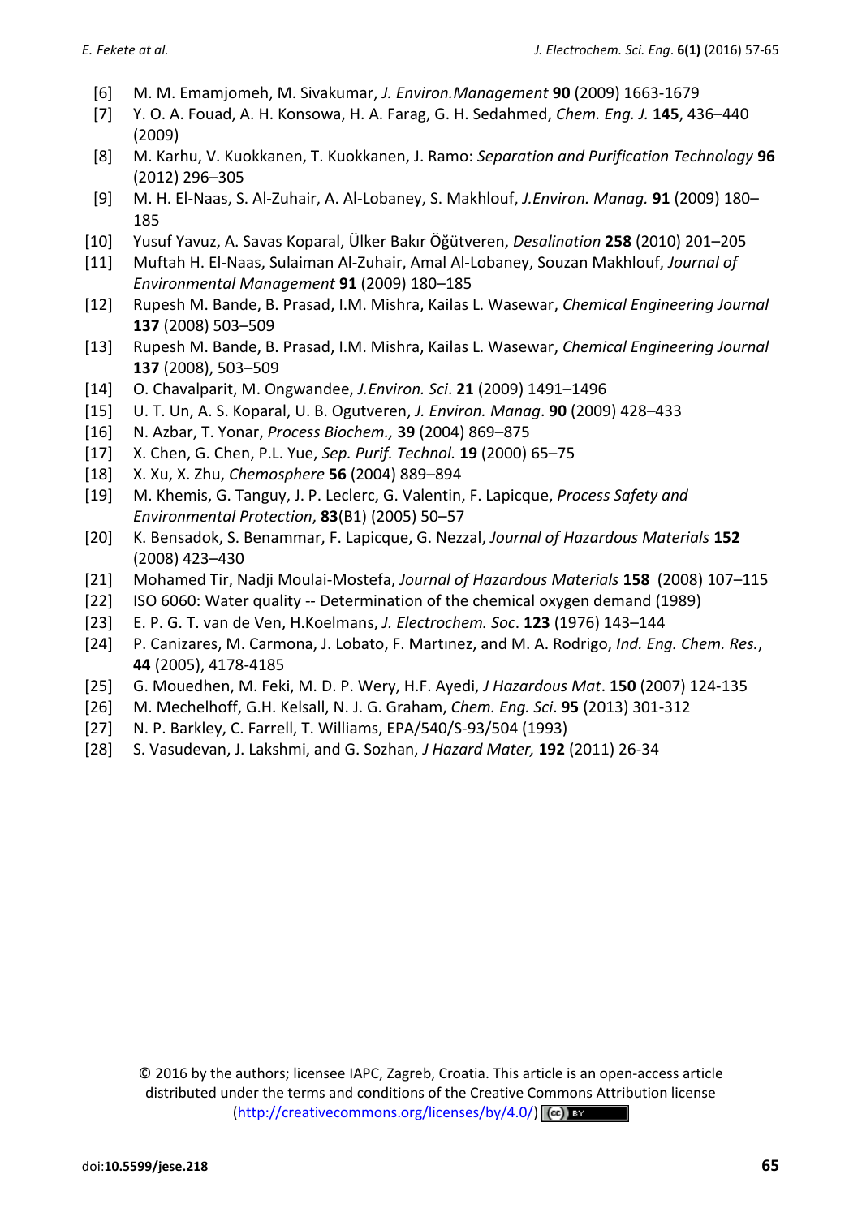[6] M. M. Emamjomeh, M. Sivakumar, *J. Environ.Management* **90** (2009) 1663-1679

[7] Y. O. A. Fouad, A. H. Konsowa, H. A. Farag, G. H. Sedahmed, *Chem. Eng. J.* **145**, 436–440 (2009)

[8] M. Karhu, V. Kuokkanen, T. Kuokkanen, J. Ramo: *Separation and Purification Technology* **96** (2012) 296–305

[9] M. H. El-Naas, S. Al-Zuhair, A. Al-Lobaney, S. Makhlouf, *J.Environ. Manag.* **91** (2009) 180–185

[10] Yusuf Yavuz, A. Savas Koparal, Ülker Bakır Öğütveren, *Desalination* **258** (2010) 201–205

[11] Muftah H. El-Naas, Sulaiman Al-Zuhair, Amal Al-Lobaney, Souzan Makhlouf, *Journal of Environmental Management* **91** (2009) 180–185

[12] Rupesh M. Bande, B. Prasad, I.M. Mishra, Kailas L. Wasewar, *Chemical Engineering Journal* **137** (2008) 503–509

[13] Rupesh M. Bande, B. Prasad, I.M. Mishra, Kailas L. Wasewar, *Chemical Engineering Journal* **137** (2008), 503–509

[14] O. Chavalparit, M. Ongwandee, *J.Environ. Sci*. **21** (2009) 1491–1496

[15] U. T. Un, A. S. Koparal, U. B. Ogutveren, *J. Environ. Manag*. **90** (2009) 428–433

[16] N. Azbar, T. Yonar, *Process Biochem.,* **39** (2004) 869–875

[17] X. Chen, G. Chen, P.L. Yue, *Sep. Purif. Technol.* **19** (2000) 65–75

[18] X. Xu, X. Zhu, *Chemosphere* **56** (2004) 889–894

[19] M. Khemis, G. Tanguy, J. P. Leclerc, G. Valentin, F. Lapicque, *Process Safety and Environmental Protection*, **83**(B1) (2005) 50–57

[20] K. Bensadok, S. Benammar, F. Lapicque, G. Nezzal, *Journal of Hazardous Materials* **152** (2008) 423–430

[21] Mohamed Tir, Nadji Moulai-Mostefa, *Journal of Hazardous Materials* **158** (2008) 107–115

[22] ISO 6060: Water quality -- Determination of the chemical oxygen demand (1989)

[23] E. P. G. T. van de Ven, H.Koelmans, *J. Electrochem. Soc*. **123** (1976) 143–144

[24] P. Canizares, M. Carmona, J. Lobato, F. Martınez, and M. A. Rodrigo, *Ind. Eng. Chem. Res.*, **44** (2005), 4178-4185

[25] G. Mouedhen, M. Feki, M. D. P. Wery, H.F. Ayedi, *J Hazardous Mat*. **150** (2007) 124-135

[26] M. Mechelhoff, G.H. Kelsall, N. J. G. Graham, *Chem. Eng. Sci*. **95** (2013) 301-312

[27] N. P. Barkley, C. Farrell, T. Williams, EPA/540/S-93/504 (1993)

[28] S. Vasudevan, J. Lakshmi, and G. Sozhan, *J Hazard Mater,* **192** (2011) 26-34

© 2016 by the authors; licensee IAPC, Zagreb, Croatia. This article is an open-access article distributed under the terms and conditions of the Creative Commons Attribution license (http://creativecommons.org/licenses/by/4.0/)